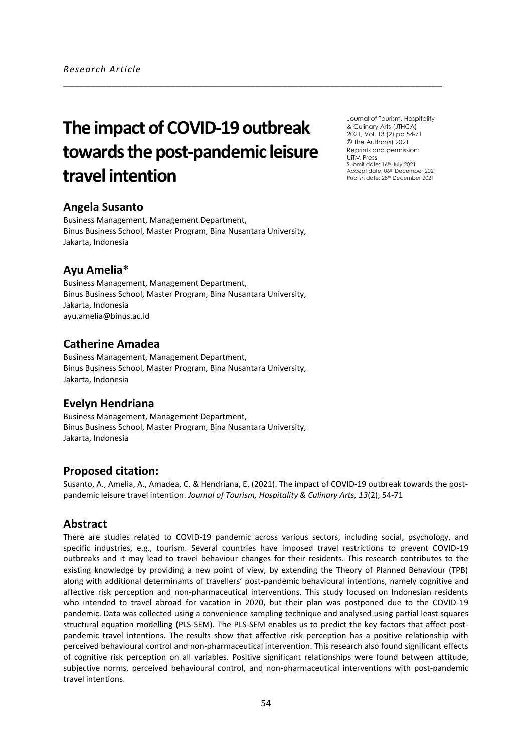*Research Article*

# The impact of COVID-19 outbreak towards the post-pandemic leisure travel intention

Journal of Tourism, Hospitality & Culinary Arts (JTHCA)
2021, Vol. 13 (2) pp 54-71
© The Author(s) 2021
Reprints and permission: UiTM Press
Submit date: 16th July 2021
Accept date: 06th December 2021
Publish date: 28th December 2021

## Angela Susanto

Business Management, Management Department,
Binus Business School, Master Program, Bina Nusantara University,
Jakarta, Indonesia

## Ayu Amelia*

Business Management, Management Department,
Binus Business School, Master Program, Bina Nusantara University,
Jakarta, Indonesia
ayu.amelia@binus.ac.id

## Catherine Amadea

Business Management, Management Department,
Binus Business School, Master Program, Bina Nusantara University,
Jakarta, Indonesia

## Evelyn Hendriana

Business Management, Management Department,
Binus Business School, Master Program, Bina Nusantara University,
Jakarta, Indonesia

## Proposed citation:

Susanto, A., Amelia, A., Amadea, C. & Hendriana, E. (2021). The impact of COVID-19 outbreak towards the post-pandemic leisure travel intention. *Journal of Tourism, Hospitality & Culinary Arts, 13*(2), 54-71

## Abstract

There are studies related to COVID-19 pandemic across various sectors, including social, psychology, and specific industries, e.g., tourism. Several countries have imposed travel restrictions to prevent COVID-19 outbreaks and it may lead to travel behaviour changes for their residents. This research contributes to the existing knowledge by providing a new point of view, by extending the Theory of Planned Behaviour (TPB) along with additional determinants of travellers' post-pandemic behavioural intentions, namely cognitive and affective risk perception and non-pharmaceutical interventions. This study focused on Indonesian residents who intended to travel abroad for vacation in 2020, but their plan was postponed due to the COVID-19 pandemic. Data was collected using a convenience sampling technique and analysed using partial least squares structural equation modelling (PLS-SEM). The PLS-SEM enables us to predict the key factors that affect post-pandemic travel intentions. The results show that affective risk perception has a positive relationship with perceived behavioural control and non-pharmaceutical intervention. This research also found significant effects of cognitive risk perception on all variables. Positive significant relationships were found between attitude, subjective norms, perceived behavioural control, and non-pharmaceutical interventions with post-pandemic travel intentions.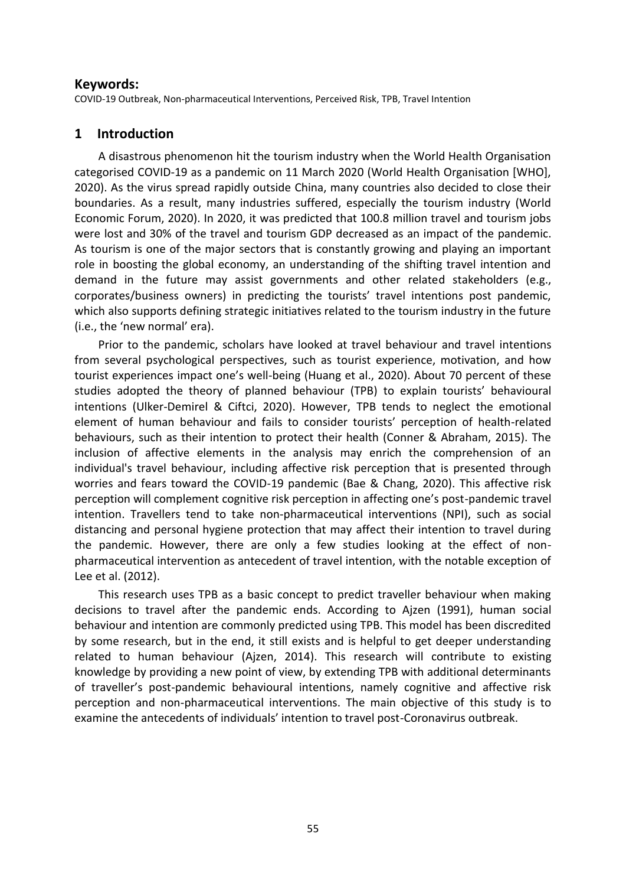## Keywords:

COVID-19 Outbreak, Non-pharmaceutical Interventions, Perceived Risk, TPB, Travel Intention

## 1 Introduction

A disastrous phenomenon hit the tourism industry when the World Health Organisation categorised COVID-19 as a pandemic on 11 March 2020 (World Health Organisation [WHO], 2020). As the virus spread rapidly outside China, many countries also decided to close their boundaries. As a result, many industries suffered, especially the tourism industry (World Economic Forum, 2020). In 2020, it was predicted that 100.8 million travel and tourism jobs were lost and 30% of the travel and tourism GDP decreased as an impact of the pandemic. As tourism is one of the major sectors that is constantly growing and playing an important role in boosting the global economy, an understanding of the shifting travel intention and demand in the future may assist governments and other related stakeholders (e.g., corporates/business owners) in predicting the tourists' travel intentions post pandemic, which also supports defining strategic initiatives related to the tourism industry in the future (i.e., the 'new normal' era).

Prior to the pandemic, scholars have looked at travel behaviour and travel intentions from several psychological perspectives, such as tourist experience, motivation, and how tourist experiences impact one's well-being (Huang et al., 2020). About 70 percent of these studies adopted the theory of planned behaviour (TPB) to explain tourists' behavioural intentions (Ulker-Demirel & Ciftci, 2020). However, TPB tends to neglect the emotional element of human behaviour and fails to consider tourists' perception of health-related behaviours, such as their intention to protect their health (Conner & Abraham, 2015). The inclusion of affective elements in the analysis may enrich the comprehension of an individual's travel behaviour, including affective risk perception that is presented through worries and fears toward the COVID-19 pandemic (Bae & Chang, 2020). This affective risk perception will complement cognitive risk perception in affecting one's post-pandemic travel intention. Travellers tend to take non-pharmaceutical interventions (NPI), such as social distancing and personal hygiene protection that may affect their intention to travel during the pandemic. However, there are only a few studies looking at the effect of non-pharmaceutical intervention as antecedent of travel intention, with the notable exception of Lee et al. (2012).

This research uses TPB as a basic concept to predict traveller behaviour when making decisions to travel after the pandemic ends. According to Ajzen (1991), human social behaviour and intention are commonly predicted using TPB. This model has been discredited by some research, but in the end, it still exists and is helpful to get deeper understanding related to human behaviour (Ajzen, 2014). This research will contribute to existing knowledge by providing a new point of view, by extending TPB with additional determinants of traveller's post-pandemic behavioural intentions, namely cognitive and affective risk perception and non-pharmaceutical interventions. The main objective of this study is to examine the antecedents of individuals' intention to travel post-Coronavirus outbreak.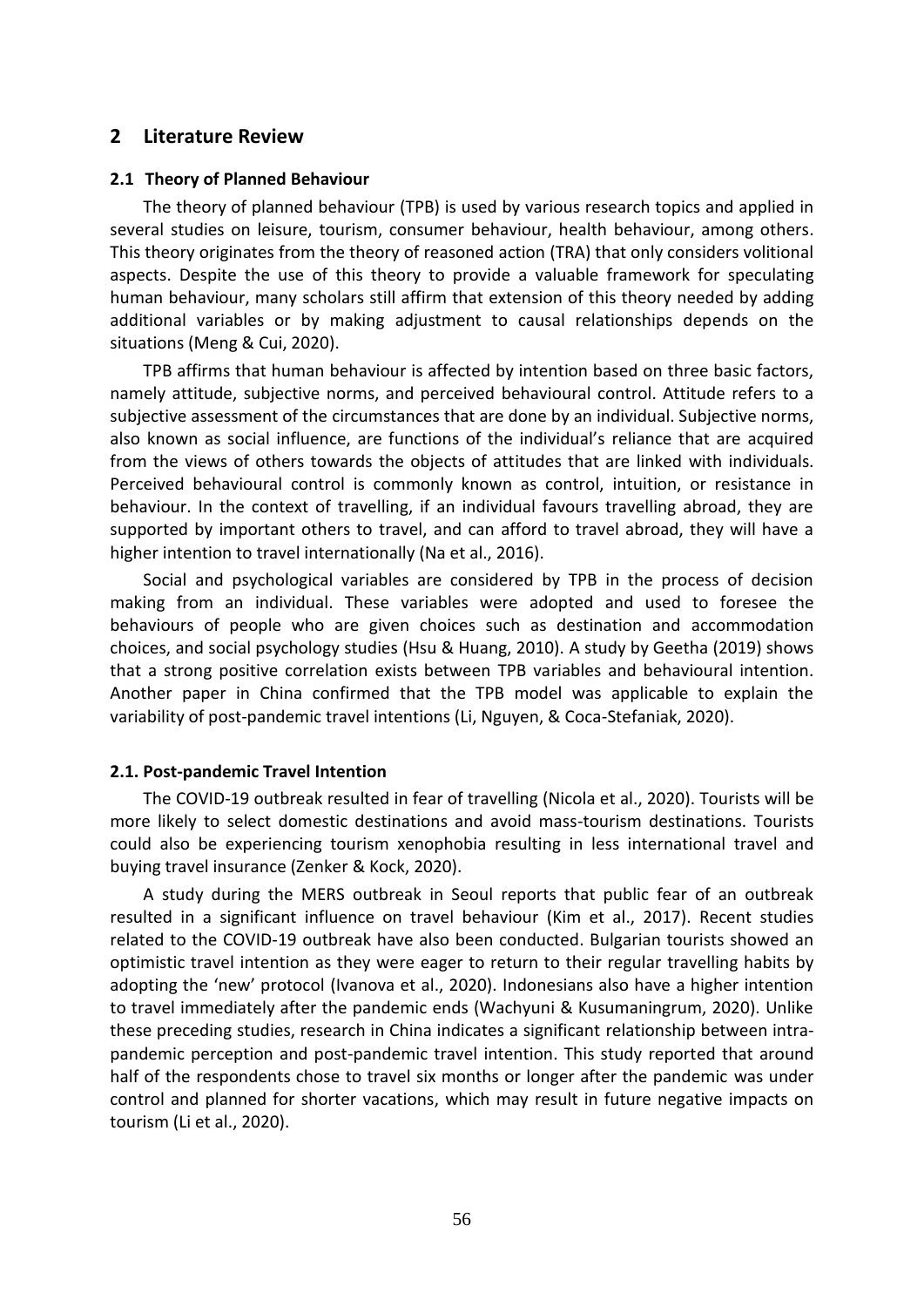## 2 Literature Review

### 2.1 Theory of Planned Behaviour

The theory of planned behaviour (TPB) is used by various research topics and applied in several studies on leisure, tourism, consumer behaviour, health behaviour, among others. This theory originates from the theory of reasoned action (TRA) that only considers volitional aspects. Despite the use of this theory to provide a valuable framework for speculating human behaviour, many scholars still affirm that extension of this theory needed by adding additional variables or by making adjustment to causal relationships depends on the situations (Meng & Cui, 2020).

TPB affirms that human behaviour is affected by intention based on three basic factors, namely attitude, subjective norms, and perceived behavioural control. Attitude refers to a subjective assessment of the circumstances that are done by an individual. Subjective norms, also known as social influence, are functions of the individual's reliance that are acquired from the views of others towards the objects of attitudes that are linked with individuals. Perceived behavioural control is commonly known as control, intuition, or resistance in behaviour. In the context of travelling, if an individual favours travelling abroad, they are supported by important others to travel, and can afford to travel abroad, they will have a higher intention to travel internationally (Na et al., 2016).

Social and psychological variables are considered by TPB in the process of decision making from an individual. These variables were adopted and used to foresee the behaviours of people who are given choices such as destination and accommodation choices, and social psychology studies (Hsu & Huang, 2010). A study by Geetha (2019) shows that a strong positive correlation exists between TPB variables and behavioural intention. Another paper in China confirmed that the TPB model was applicable to explain the variability of post-pandemic travel intentions (Li, Nguyen, & Coca-Stefaniak, 2020).

### 2.1. Post-pandemic Travel Intention

The COVID-19 outbreak resulted in fear of travelling (Nicola et al., 2020). Tourists will be more likely to select domestic destinations and avoid mass-tourism destinations. Tourists could also be experiencing tourism xenophobia resulting in less international travel and buying travel insurance (Zenker & Kock, 2020).

A study during the MERS outbreak in Seoul reports that public fear of an outbreak resulted in a significant influence on travel behaviour (Kim et al., 2017). Recent studies related to the COVID-19 outbreak have also been conducted. Bulgarian tourists showed an optimistic travel intention as they were eager to return to their regular travelling habits by adopting the 'new' protocol (Ivanova et al., 2020). Indonesians also have a higher intention to travel immediately after the pandemic ends (Wachyuni & Kusumaningrum, 2020). Unlike these preceding studies, research in China indicates a significant relationship between intra-pandemic perception and post-pandemic travel intention. This study reported that around half of the respondents chose to travel six months or longer after the pandemic was under control and planned for shorter vacations, which may result in future negative impacts on tourism (Li et al., 2020).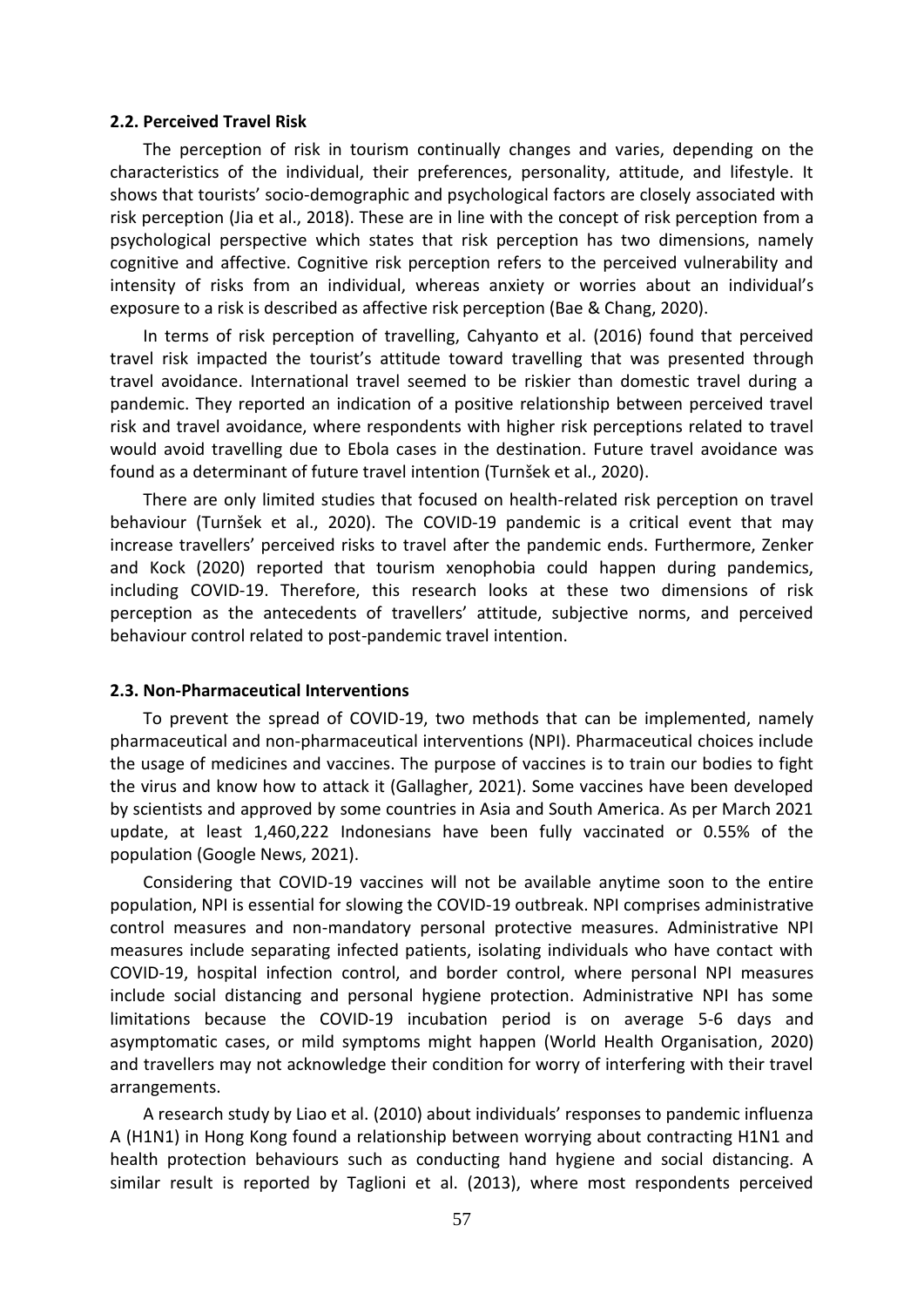### 2.2. Perceived Travel Risk

The perception of risk in tourism continually changes and varies, depending on the characteristics of the individual, their preferences, personality, attitude, and lifestyle. It shows that tourists' socio-demographic and psychological factors are closely associated with risk perception (Jia et al., 2018). These are in line with the concept of risk perception from a psychological perspective which states that risk perception has two dimensions, namely cognitive and affective. Cognitive risk perception refers to the perceived vulnerability and intensity of risks from an individual, whereas anxiety or worries about an individual's exposure to a risk is described as affective risk perception (Bae & Chang, 2020).

In terms of risk perception of travelling, Cahyanto et al. (2016) found that perceived travel risk impacted the tourist's attitude toward travelling that was presented through travel avoidance. International travel seemed to be riskier than domestic travel during a pandemic. They reported an indication of a positive relationship between perceived travel risk and travel avoidance, where respondents with higher risk perceptions related to travel would avoid travelling due to Ebola cases in the destination. Future travel avoidance was found as a determinant of future travel intention (Turnšek et al., 2020).

There are only limited studies that focused on health-related risk perception on travel behaviour (Turnšek et al., 2020). The COVID-19 pandemic is a critical event that may increase travellers' perceived risks to travel after the pandemic ends. Furthermore, Zenker and Kock (2020) reported that tourism xenophobia could happen during pandemics, including COVID-19. Therefore, this research looks at these two dimensions of risk perception as the antecedents of travellers' attitude, subjective norms, and perceived behaviour control related to post-pandemic travel intention.

### 2.3. Non-Pharmaceutical Interventions

To prevent the spread of COVID-19, two methods that can be implemented, namely pharmaceutical and non-pharmaceutical interventions (NPI). Pharmaceutical choices include the usage of medicines and vaccines. The purpose of vaccines is to train our bodies to fight the virus and know how to attack it (Gallagher, 2021). Some vaccines have been developed by scientists and approved by some countries in Asia and South America. As per March 2021 update, at least 1,460,222 Indonesians have been fully vaccinated or 0.55% of the population (Google News, 2021).

Considering that COVID-19 vaccines will not be available anytime soon to the entire population, NPI is essential for slowing the COVID-19 outbreak. NPI comprises administrative control measures and non-mandatory personal protective measures. Administrative NPI measures include separating infected patients, isolating individuals who have contact with COVID-19, hospital infection control, and border control, where personal NPI measures include social distancing and personal hygiene protection. Administrative NPI has some limitations because the COVID-19 incubation period is on average 5-6 days and asymptomatic cases, or mild symptoms might happen (World Health Organisation, 2020) and travellers may not acknowledge their condition for worry of interfering with their travel arrangements.

A research study by Liao et al. (2010) about individuals' responses to pandemic influenza A (H1N1) in Hong Kong found a relationship between worrying about contracting H1N1 and health protection behaviours such as conducting hand hygiene and social distancing. A similar result is reported by Taglioni et al. (2013), where most respondents perceived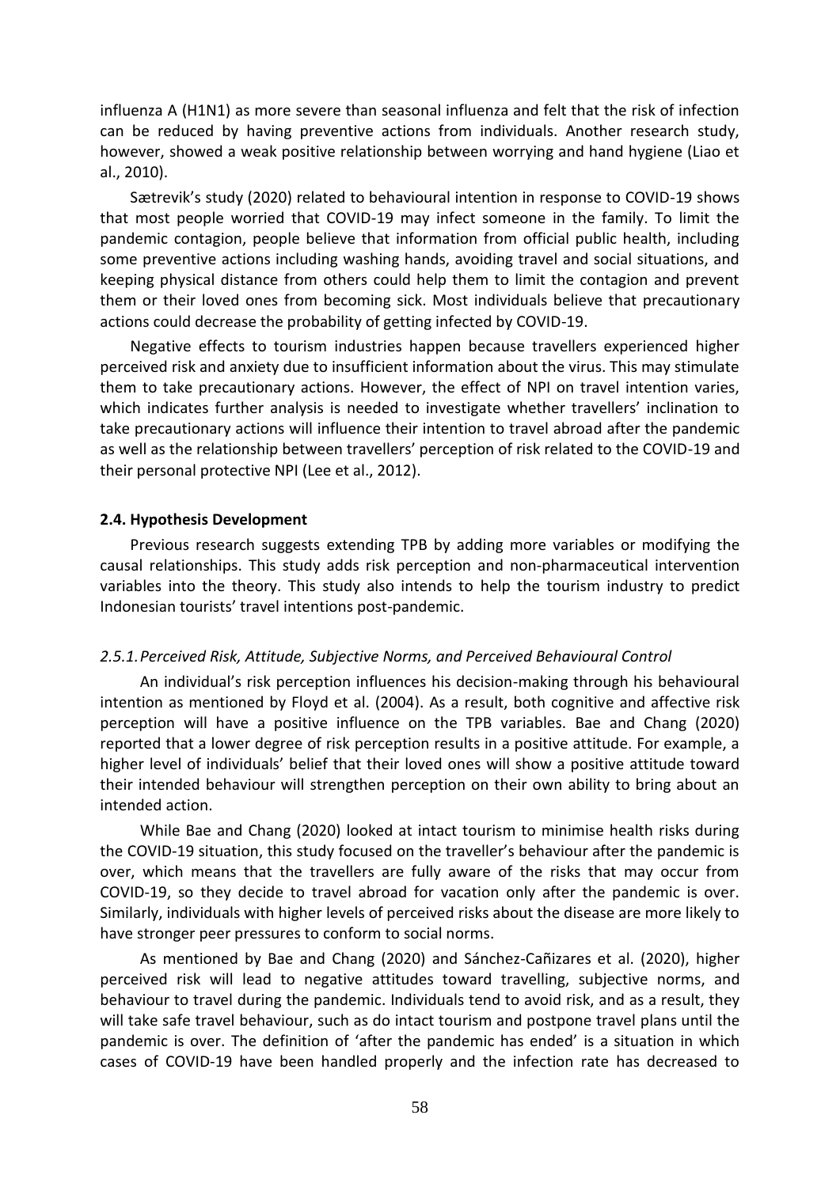influenza A (H1N1) as more severe than seasonal influenza and felt that the risk of infection can be reduced by having preventive actions from individuals. Another research study, however, showed a weak positive relationship between worrying and hand hygiene (Liao et al., 2010).

Sætrevik's study (2020) related to behavioural intention in response to COVID-19 shows that most people worried that COVID-19 may infect someone in the family. To limit the pandemic contagion, people believe that information from official public health, including some preventive actions including washing hands, avoiding travel and social situations, and keeping physical distance from others could help them to limit the contagion and prevent them or their loved ones from becoming sick. Most individuals believe that precautionary actions could decrease the probability of getting infected by COVID-19.

Negative effects to tourism industries happen because travellers experienced higher perceived risk and anxiety due to insufficient information about the virus. This may stimulate them to take precautionary actions. However, the effect of NPI on travel intention varies, which indicates further analysis is needed to investigate whether travellers' inclination to take precautionary actions will influence their intention to travel abroad after the pandemic as well as the relationship between travellers' perception of risk related to the COVID-19 and their personal protective NPI (Lee et al., 2012).

### 2.4. Hypothesis Development

Previous research suggests extending TPB by adding more variables or modifying the causal relationships. This study adds risk perception and non-pharmaceutical intervention variables into the theory. This study also intends to help the tourism industry to predict Indonesian tourists' travel intentions post-pandemic.

#### *2.5.1. Perceived Risk, Attitude, Subjective Norms, and Perceived Behavioural Control*

An individual's risk perception influences his decision-making through his behavioural intention as mentioned by Floyd et al. (2004). As a result, both cognitive and affective risk perception will have a positive influence on the TPB variables. Bae and Chang (2020) reported that a lower degree of risk perception results in a positive attitude. For example, a higher level of individuals' belief that their loved ones will show a positive attitude toward their intended behaviour will strengthen perception on their own ability to bring about an intended action.

While Bae and Chang (2020) looked at intact tourism to minimise health risks during the COVID-19 situation, this study focused on the traveller's behaviour after the pandemic is over, which means that the travellers are fully aware of the risks that may occur from COVID-19, so they decide to travel abroad for vacation only after the pandemic is over. Similarly, individuals with higher levels of perceived risks about the disease are more likely to have stronger peer pressures to conform to social norms.

As mentioned by Bae and Chang (2020) and Sánchez-Cañizares et al. (2020), higher perceived risk will lead to negative attitudes toward travelling, subjective norms, and behaviour to travel during the pandemic. Individuals tend to avoid risk, and as a result, they will take safe travel behaviour, such as do intact tourism and postpone travel plans until the pandemic is over. The definition of 'after the pandemic has ended' is a situation in which cases of COVID-19 have been handled properly and the infection rate has decreased to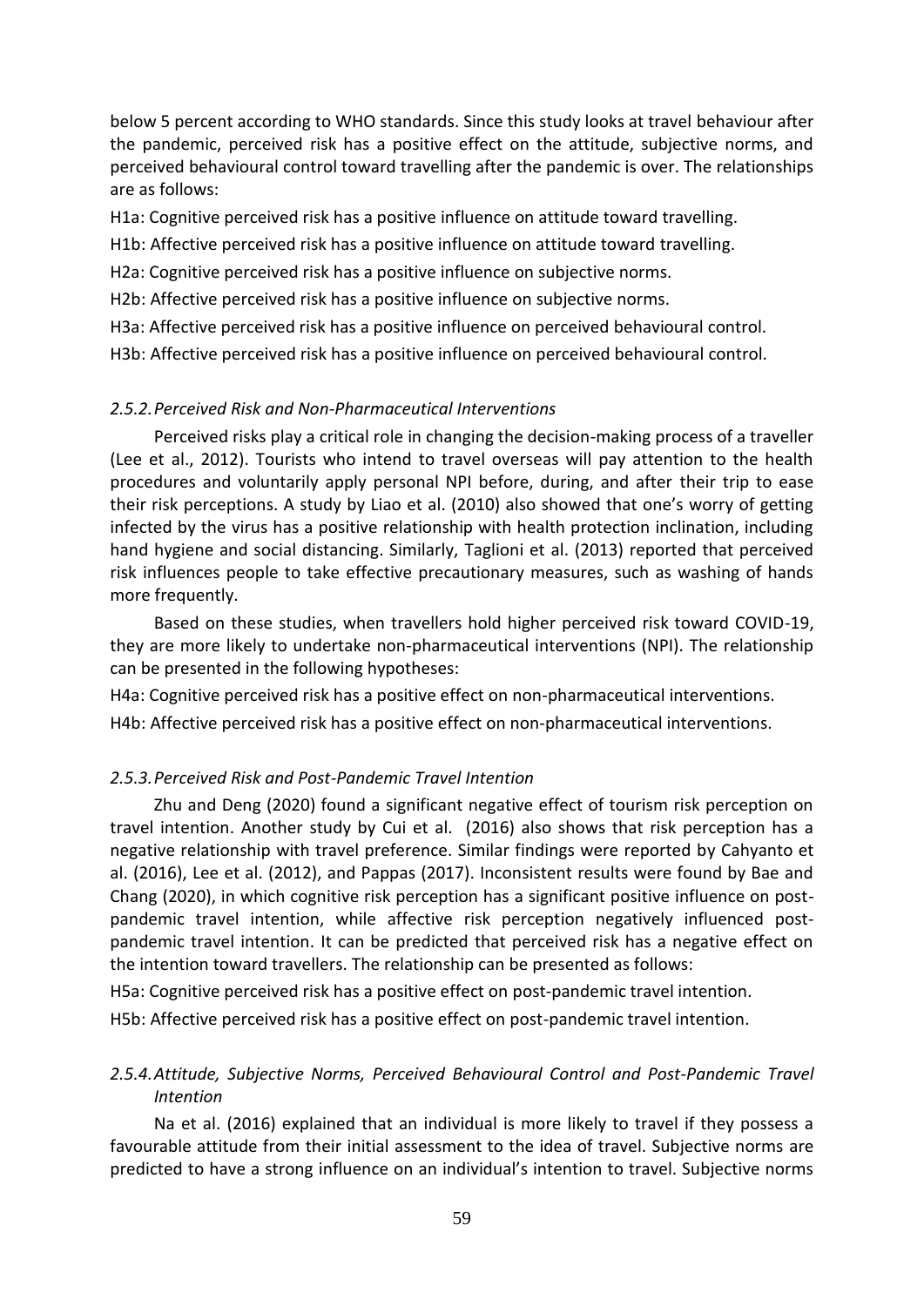below 5 percent according to WHO standards. Since this study looks at travel behaviour after the pandemic, perceived risk has a positive effect on the attitude, subjective norms, and perceived behavioural control toward travelling after the pandemic is over. The relationships are as follows:

H1a: Cognitive perceived risk has a positive influence on attitude toward travelling.

H1b: Affective perceived risk has a positive influence on attitude toward travelling.

H2a: Cognitive perceived risk has a positive influence on subjective norms.

H2b: Affective perceived risk has a positive influence on subjective norms.

H3a: Affective perceived risk has a positive influence on perceived behavioural control.

H3b: Affective perceived risk has a positive influence on perceived behavioural control.

### *2.5.2. Perceived Risk and Non-Pharmaceutical Interventions*

Perceived risks play a critical role in changing the decision-making process of a traveller (Lee et al., 2012). Tourists who intend to travel overseas will pay attention to the health procedures and voluntarily apply personal NPI before, during, and after their trip to ease their risk perceptions. A study by Liao et al. (2010) also showed that one's worry of getting infected by the virus has a positive relationship with health protection inclination, including hand hygiene and social distancing. Similarly, Taglioni et al. (2013) reported that perceived risk influences people to take effective precautionary measures, such as washing of hands more frequently.

Based on these studies, when travellers hold higher perceived risk toward COVID-19, they are more likely to undertake non-pharmaceutical interventions (NPI). The relationship can be presented in the following hypotheses:

H4a: Cognitive perceived risk has a positive effect on non-pharmaceutical interventions.

H4b: Affective perceived risk has a positive effect on non-pharmaceutical interventions.

### *2.5.3. Perceived Risk and Post-Pandemic Travel Intention*

Zhu and Deng (2020) found a significant negative effect of tourism risk perception on travel intention. Another study by Cui et al. (2016) also shows that risk perception has a negative relationship with travel preference. Similar findings were reported by Cahyanto et al. (2016), Lee et al. (2012), and Pappas (2017). Inconsistent results were found by Bae and Chang (2020), in which cognitive risk perception has a significant positive influence on post-pandemic travel intention, while affective risk perception negatively influenced post-pandemic travel intention. It can be predicted that perceived risk has a negative effect on the intention toward travellers. The relationship can be presented as follows:

H5a: Cognitive perceived risk has a positive effect on post-pandemic travel intention.

H5b: Affective perceived risk has a positive effect on post-pandemic travel intention.

### *2.5.4. Attitude, Subjective Norms, Perceived Behavioural Control and Post-Pandemic Travel Intention*

Na et al. (2016) explained that an individual is more likely to travel if they possess a favourable attitude from their initial assessment to the idea of travel. Subjective norms are predicted to have a strong influence on an individual's intention to travel. Subjective norms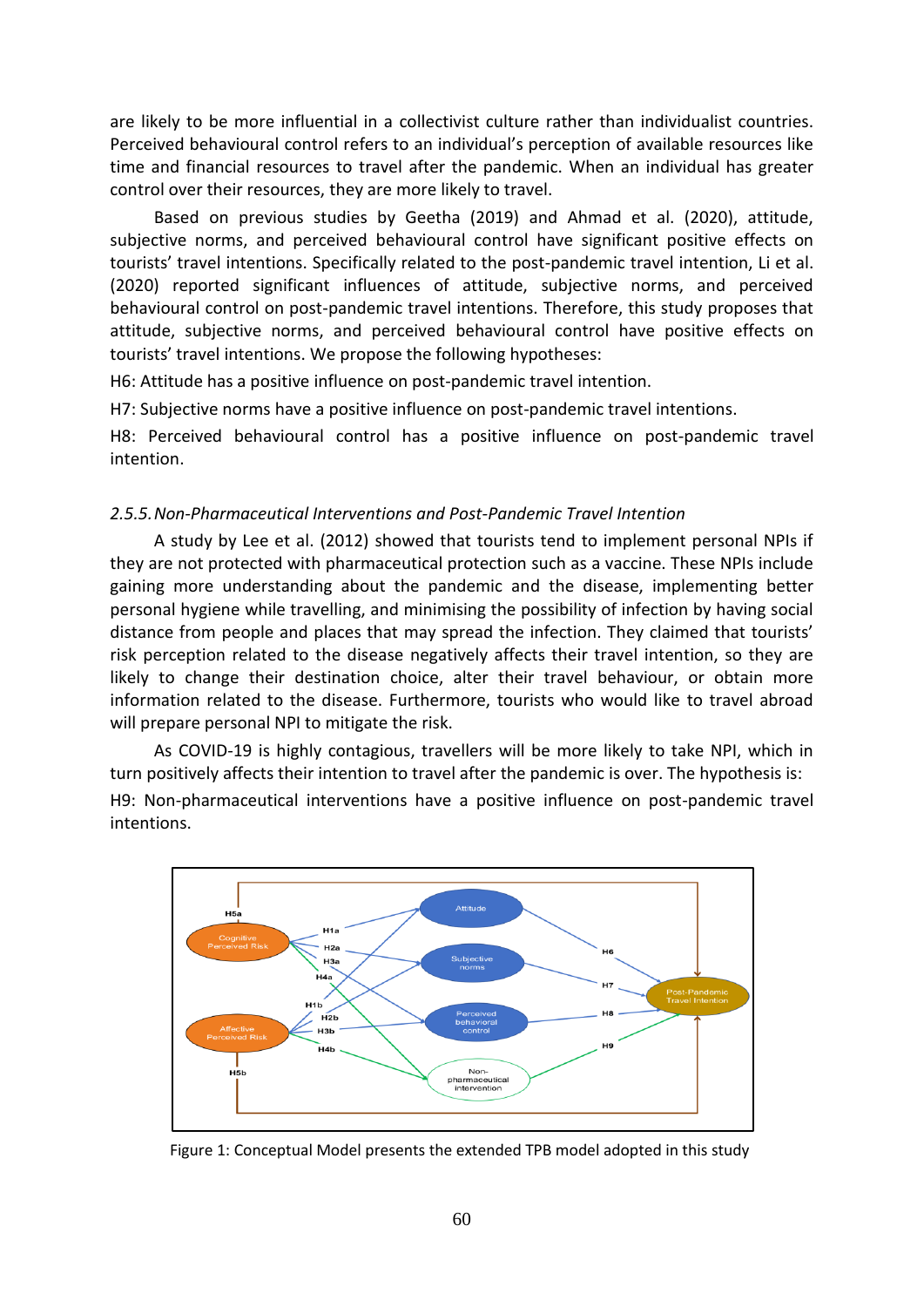are likely to be more influential in a collectivist culture rather than individualist countries. Perceived behavioural control refers to an individual's perception of available resources like time and financial resources to travel after the pandemic. When an individual has greater control over their resources, they are more likely to travel.

Based on previous studies by Geetha (2019) and Ahmad et al. (2020), attitude, subjective norms, and perceived behavioural control have significant positive effects on tourists' travel intentions. Specifically related to the post-pandemic travel intention, Li et al. (2020) reported significant influences of attitude, subjective norms, and perceived behavioural control on post-pandemic travel intentions. Therefore, this study proposes that attitude, subjective norms, and perceived behavioural control have positive effects on tourists' travel intentions. We propose the following hypotheses:

H6: Attitude has a positive influence on post-pandemic travel intention.

H7: Subjective norms have a positive influence on post-pandemic travel intentions.

H8: Perceived behavioural control has a positive influence on post-pandemic travel intention.

### *2.5.5. Non-Pharmaceutical Interventions and Post-Pandemic Travel Intention*

A study by Lee et al. (2012) showed that tourists tend to implement personal NPIs if they are not protected with pharmaceutical protection such as a vaccine. These NPIs include gaining more understanding about the pandemic and the disease, implementing better personal hygiene while travelling, and minimising the possibility of infection by having social distance from people and places that may spread the infection. They claimed that tourists' risk perception related to the disease negatively affects their travel intention, so they are likely to change their destination choice, alter their travel behaviour, or obtain more information related to the disease. Furthermore, tourists who would like to travel abroad will prepare personal NPI to mitigate the risk.

As COVID-19 is highly contagious, travellers will be more likely to take NPI, which in turn positively affects their intention to travel after the pandemic is over. The hypothesis is:

H9: Non-pharmaceutical interventions have a positive influence on post-pandemic travel intentions.

Figure 1: Conceptual Model presents the extended TPB model adopted in this study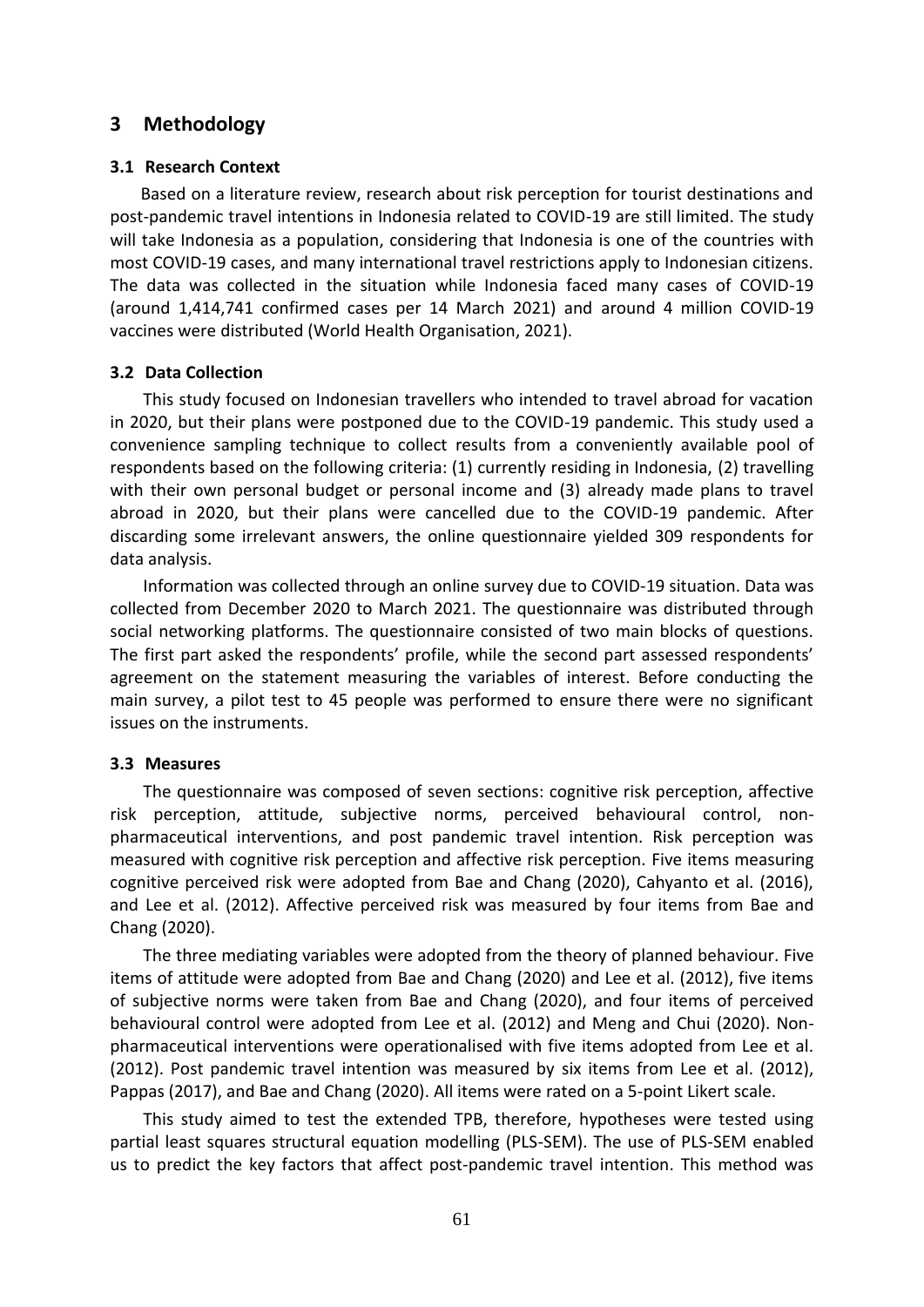## 3 Methodology

### 3.1 Research Context

Based on a literature review, research about risk perception for tourist destinations and post-pandemic travel intentions in Indonesia related to COVID-19 are still limited. The study will take Indonesia as a population, considering that Indonesia is one of the countries with most COVID-19 cases, and many international travel restrictions apply to Indonesian citizens. The data was collected in the situation while Indonesia faced many cases of COVID-19 (around 1,414,741 confirmed cases per 14 March 2021) and around 4 million COVID-19 vaccines were distributed (World Health Organisation, 2021).

### 3.2 Data Collection

This study focused on Indonesian travellers who intended to travel abroad for vacation in 2020, but their plans were postponed due to the COVID-19 pandemic. This study used a convenience sampling technique to collect results from a conveniently available pool of respondents based on the following criteria: (1) currently residing in Indonesia, (2) travelling with their own personal budget or personal income and (3) already made plans to travel abroad in 2020, but their plans were cancelled due to the COVID-19 pandemic. After discarding some irrelevant answers, the online questionnaire yielded 309 respondents for data analysis.

Information was collected through an online survey due to COVID-19 situation. Data was collected from December 2020 to March 2021. The questionnaire was distributed through social networking platforms. The questionnaire consisted of two main blocks of questions. The first part asked the respondents' profile, while the second part assessed respondents' agreement on the statement measuring the variables of interest. Before conducting the main survey, a pilot test to 45 people was performed to ensure there were no significant issues on the instruments.

### 3.3 Measures

The questionnaire was composed of seven sections: cognitive risk perception, affective risk perception, attitude, subjective norms, perceived behavioural control, non-pharmaceutical interventions, and post pandemic travel intention. Risk perception was measured with cognitive risk perception and affective risk perception. Five items measuring cognitive perceived risk were adopted from Bae and Chang (2020), Cahyanto et al. (2016), and Lee et al. (2012). Affective perceived risk was measured by four items from Bae and Chang (2020).

The three mediating variables were adopted from the theory of planned behaviour. Five items of attitude were adopted from Bae and Chang (2020) and Lee et al. (2012), five items of subjective norms were taken from Bae and Chang (2020), and four items of perceived behavioural control were adopted from Lee et al. (2012) and Meng and Chui (2020). Non-pharmaceutical interventions were operationalised with five items adopted from Lee et al. (2012). Post pandemic travel intention was measured by six items from Lee et al. (2012), Pappas (2017), and Bae and Chang (2020). All items were rated on a 5-point Likert scale.

This study aimed to test the extended TPB, therefore, hypotheses were tested using partial least squares structural equation modelling (PLS-SEM). The use of PLS-SEM enabled us to predict the key factors that affect post-pandemic travel intention. This method was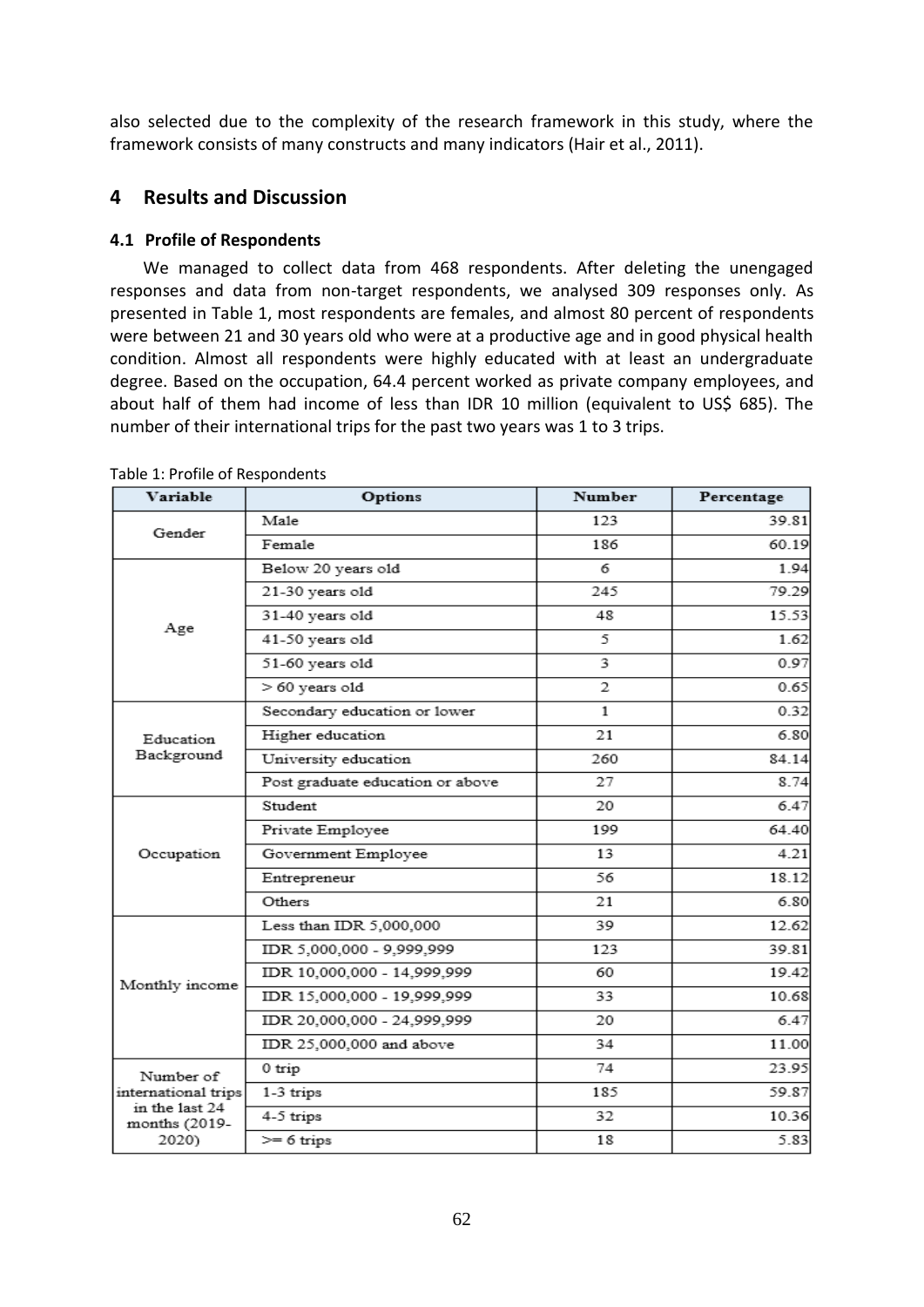also selected due to the complexity of the research framework in this study, where the framework consists of many constructs and many indicators (Hair et al., 2011).

## 4 Results and Discussion

### 4.1 Profile of Respondents

We managed to collect data from 468 respondents. After deleting the unengaged responses and data from non-target respondents, we analysed 309 responses only. As presented in Table 1, most respondents are females, and almost 80 percent of respondents were between 21 and 30 years old who were at a productive age and in good physical health condition. Almost all respondents were highly educated with at least an undergraduate degree. Based on the occupation, 64.4 percent worked as private company employees, and about half of them had income of less than IDR 10 million (equivalent to US$ 685). The number of their international trips for the past two years was 1 to 3 trips.

Table 1: Profile of Respondents

| Variable | Options | Number | Percentage |
|---|---|---|---|
| Gender | Male | 123 | 39.81 |
| | Female | 186 | 60.19 |
| Age | Below 20 years old | 6 | 1.94 |
| | 21-30 years old | 245 | 79.29 |
| | 31-40 years old | 48 | 15.53 |
| | 41-50 years old | 5 | 1.62 |
| | 51-60 years old | 3 | 0.97 |
| | > 60 years old | 2 | 0.65 |
| Education Background | Secondary education or lower | 1 | 0.32 |
| | Higher education | 21 | 6.80 |
| | University education | 260 | 84.14 |
| | Post graduate education or above | 27 | 8.74 |
| Occupation | Student | 20 | 6.47 |
| | Private Employee | 199 | 64.40 |
| | Government Employee | 13 | 4.21 |
| | Entrepreneur | 56 | 18.12 |
| | Others | 21 | 6.80 |
| Monthly income | Less than IDR 5,000,000 | 39 | 12.62 |
| | IDR 5,000,000 - 9,999,999 | 123 | 39.81 |
| | IDR 10,000,000 - 14,999,999 | 60 | 19.42 |
| | IDR 15,000,000 - 19,999,999 | 33 | 10.68 |
| | IDR 20,000,000 - 24,999,999 | 20 | 6.47 |
| | IDR 25,000,000 and above | 34 | 11.00 |
| Number of international trips in the last 24 months (2019-2020) | 0 trip | 74 | 23.95 |
| | 1-3 trips | 185 | 59.87 |
| | 4-5 trips | 32 | 10.36 |
| | >= 6 trips | 18 | 5.83 |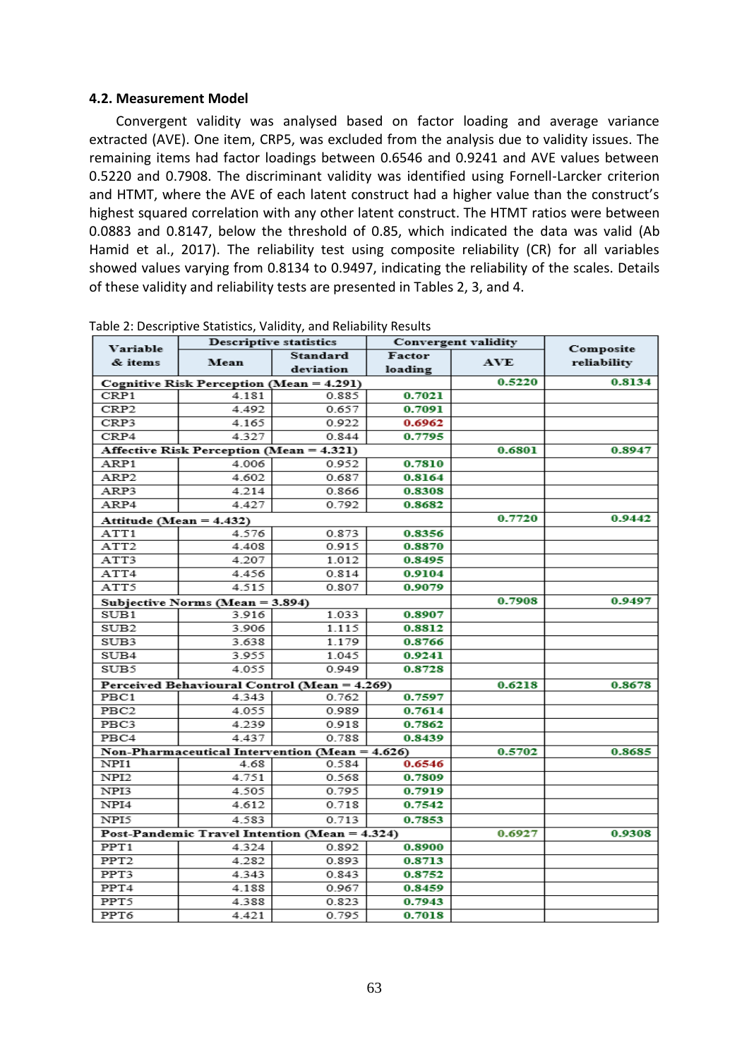### 4.2. Measurement Model

Convergent validity was analysed based on factor loading and average variance extracted (AVE). One item, CRP5, was excluded from the analysis due to validity issues. The remaining items had factor loadings between 0.6546 and 0.9241 and AVE values between 0.5220 and 0.7908. The discriminant validity was identified using Fornell-Larcker criterion and HTMT, where the AVE of each latent construct had a higher value than the construct's highest squared correlation with any other latent construct. The HTMT ratios were between 0.0883 and 0.8147, below the threshold of 0.85, which indicated the data was valid (Ab Hamid et al., 2017). The reliability test using composite reliability (CR) for all variables showed values varying from 0.8134 to 0.9497, indicating the reliability of the scales. Details of these validity and reliability tests are presented in Tables 2, 3, and 4.

Table 2: Descriptive Statistics, Validity, and Reliability Results

| Variable & items | Descriptive statistics | | Convergent validity | | Composite reliability |
|---|---|---|---|---|---|
| | Mean | Standard deviation | Factor loading | AVE | |
| **Cognitive Risk Perception (Mean = 4.291)** | | | | 0.5220 | 0.8134 |
| CRP1 | 4.181 | 0.885 | 0.7021 | | |
| CRP2 | 4.492 | 0.657 | 0.7091 | | |
| CRP3 | 4.165 | 0.922 | 0.6962 | | |
| CRP4 | 4.327 | 0.844 | 0.7795 | | |
| **Affective Risk Perception (Mean = 4.321)** | | | | 0.6801 | 0.8947 |
| ARP1 | 4.006 | 0.952 | 0.7810 | | |
| ARP2 | 4.602 | 0.687 | 0.8164 | | |
| ARP3 | 4.214 | 0.866 | 0.8308 | | |
| ARP4 | 4.427 | 0.792 | 0.8682 | | |
| **Attitude (Mean = 4.432)** | | | | 0.7720 | 0.9442 |
| ATT1 | 4.576 | 0.873 | 0.8356 | | |
| ATT2 | 4.408 | 0.915 | 0.8870 | | |
| ATT3 | 4.207 | 1.012 | 0.8495 | | |
| ATT4 | 4.456 | 0.814 | 0.9104 | | |
| ATT5 | 4.515 | 0.807 | 0.9079 | | |
| **Subjective Norms (Mean = 3.894)** | | | | 0.7908 | 0.9497 |
| SUB1 | 3.916 | 1.033 | 0.8907 | | |
| SUB2 | 3.906 | 1.115 | 0.8812 | | |
| SUB3 | 3.638 | 1.179 | 0.8766 | | |
| SUB4 | 3.955 | 1.045 | 0.9241 | | |
| SUB5 | 4.055 | 0.949 | 0.8728 | | |
| **Perceived Behavioural Control (Mean = 4.269)** | | | | 0.6218 | 0.8678 |
| PBC1 | 4.343 | 0.762 | 0.7597 | | |
| PBC2 | 4.055 | 0.989 | 0.7614 | | |
| PBC3 | 4.239 | 0.918 | 0.7862 | | |
| PBC4 | 4.437 | 0.788 | 0.8439 | | |
| **Non-Pharmaceutical Intervention (Mean = 4.626)** | | | | 0.5702 | 0.8685 |
| NPI1 | 4.68 | 0.584 | 0.6546 | | |
| NPI2 | 4.751 | 0.568 | 0.7809 | | |
| NPI3 | 4.505 | 0.795 | 0.7919 | | |
| NPI4 | 4.612 | 0.718 | 0.7542 | | |
| NPI5 | 4.583 | 0.713 | 0.7853 | | |
| **Post-Pandemic Travel Intention (Mean = 4.324)** | | | | 0.6927 | 0.9308 |
| PPT1 | 4.324 | 0.892 | 0.8900 | | |
| PPT2 | 4.282 | 0.893 | 0.8713 | | |
| PPT3 | 4.343 | 0.843 | 0.8752 | | |
| PPT4 | 4.188 | 0.967 | 0.8459 | | |
| PPT5 | 4.388 | 0.823 | 0.7943 | | |
| PPT6 | 4.421 | 0.795 | 0.7018 | | |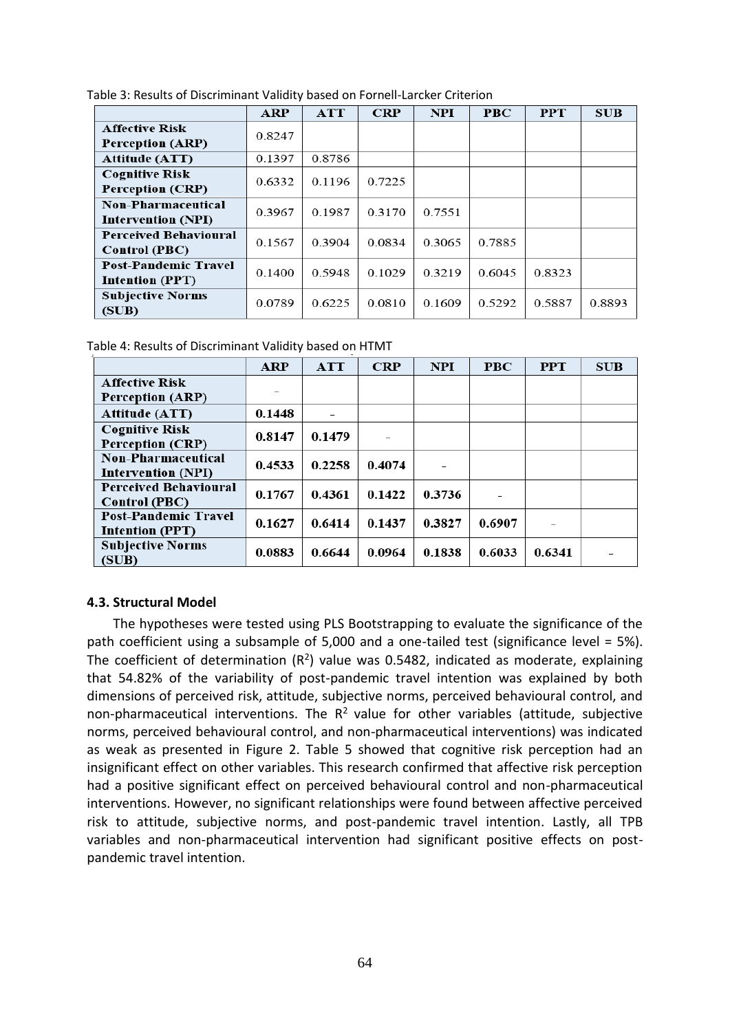Table 3: Results of Discriminant Validity based on Fornell-Larcker Criterion

| | ARP | ATT | CRP | NPI | PBC | PPT | SUB |
|---|---|---|---|---|---|---|---|
| Affective Risk Perception (ARP) | 0.8247 | | | | | | |
| Attitude (ATT) | 0.1397 | 0.8786 | | | | | |
| Cognitive Risk Perception (CRP) | 0.6332 | 0.1196 | 0.7225 | | | | |
| Non-Pharmaceutical Intervention (NPI) | 0.3967 | 0.1987 | 0.3170 | 0.7551 | | | |
| Perceived Behavioural Control (PBC) | 0.1567 | 0.3904 | 0.0834 | 0.3065 | 0.7885 | | |
| Post-Pandemic Travel Intention (PPT) | 0.1400 | 0.5948 | 0.1029 | 0.3219 | 0.6045 | 0.8323 | |
| Subjective Norms (SUB) | 0.0789 | 0.6225 | 0.0810 | 0.1609 | 0.5292 | 0.5887 | 0.8893 |

Table 4: Results of Discriminant Validity based on HTMT

| | ARP | ATT | CRP | NPI | PBC | PPT | SUB |
|---|---|---|---|---|---|---|---|
| Affective Risk Perception (ARP) | - | | | | | | |
| Attitude (ATT) | **0.1448** | - | | | | | |
| Cognitive Risk Perception (CRP) | **0.8147** | **0.1479** | - | | | | |
| Non-Pharmaceutical Intervention (NPI) | **0.4533** | **0.2258** | **0.4074** | - | | | |
| Perceived Behavioural Control (PBC) | **0.1767** | **0.4361** | **0.1422** | **0.3736** | - | | |
| Post-Pandemic Travel Intention (PPT) | **0.1627** | **0.6414** | **0.1437** | **0.3827** | **0.6907** | - | |
| Subjective Norms (SUB) | **0.0883** | **0.6644** | **0.0964** | **0.1838** | **0.6033** | **0.6341** | - |

### 4.3. Structural Model

The hypotheses were tested using PLS Bootstrapping to evaluate the significance of the path coefficient using a subsample of 5,000 and a one-tailed test (significance level = 5%). The coefficient of determination ($R^2$) value was 0.5482, indicated as moderate, explaining that 54.82% of the variability of post-pandemic travel intention was explained by both dimensions of perceived risk, attitude, subjective norms, perceived behavioural control, and non-pharmaceutical interventions. The $R^2$ value for other variables (attitude, subjective norms, perceived behavioural control, and non-pharmaceutical interventions) was indicated as weak as presented in Figure 2. Table 5 showed that cognitive risk perception had an insignificant effect on other variables. This research confirmed that affective risk perception had a positive significant effect on perceived behavioural control and non-pharmaceutical interventions. However, no significant relationships were found between affective perceived risk to attitude, subjective norms, and post-pandemic travel intention. Lastly, all TPB variables and non-pharmaceutical intervention had significant positive effects on post-pandemic travel intention.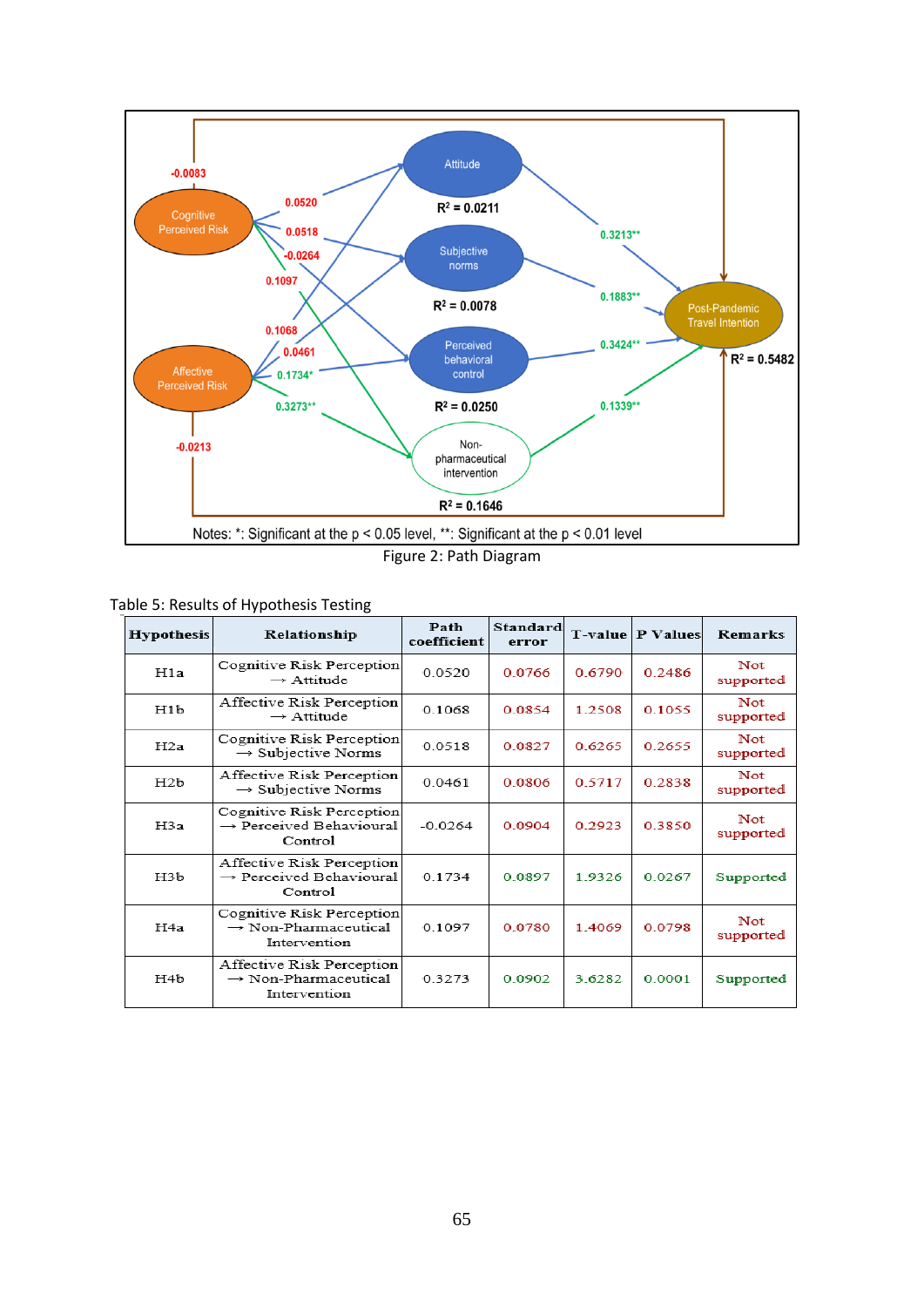Notes: *: Significant at the p < 0.05 level, **: Significant at the p < 0.01 level

Figure 2: Path Diagram

Table 5: Results of Hypothesis Testing

| Hypothesis | Relationship | Path coefficient | Standard error | T-value | P Values | Remarks |
|---|---|---|---|---|---|---|
| H1a | Cognitive Risk Perception → Attitude | 0.0520 | 0.0766 | 0.6790 | 0.2486 | Not supported |
| H1b | Affective Risk Perception → Attitude | 0.1068 | 0.0854 | 1.2508 | 0.1055 | Not supported |
| H2a | Cognitive Risk Perception → Subjective Norms | 0.0518 | 0.0827 | 0.6265 | 0.2655 | Not supported |
| H2b | Affective Risk Perception → Subjective Norms | 0.0461 | 0.0806 | 0.5717 | 0.2838 | Not supported |
| H3a | Cognitive Risk Perception → Perceived Behavioural Control | -0.0264 | 0.0904 | 0.2923 | 0.3850 | Not supported |
| H3b | Affective Risk Perception → Perceived Behavioural Control | 0.1734 | 0.0897 | 1.9326 | 0.0267 | Supported |
| H4a | Cognitive Risk Perception → Non-Pharmaceutical Intervention | 0.1097 | 0.0780 | 1.4069 | 0.0798 | Not supported |
| H4b | Affective Risk Perception → Non-Pharmaceutical Intervention | 0.3273 | 0.0902 | 3.6282 | 0.0001 | Supported |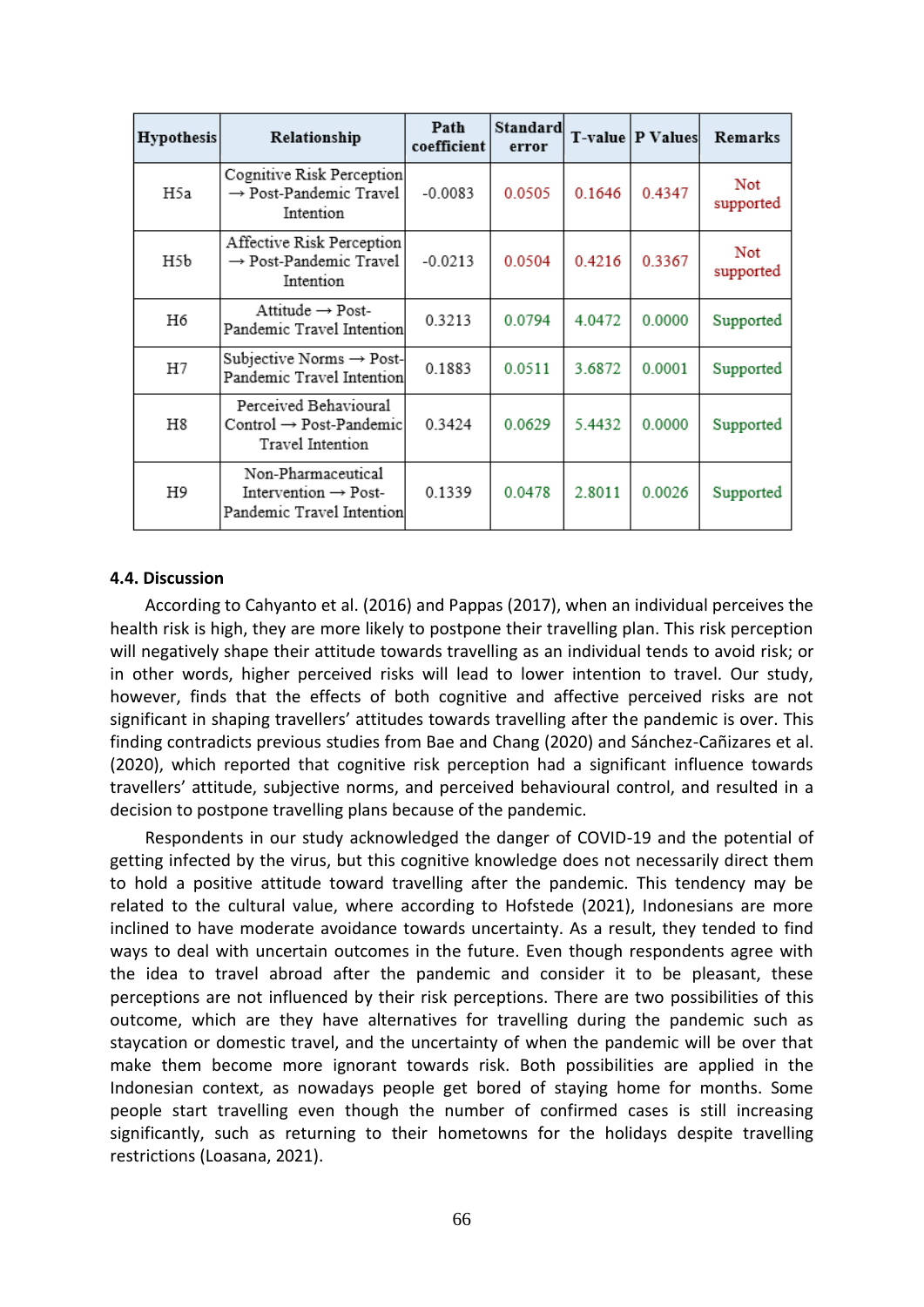| Hypothesis | Relationship | Path coefficient | Standard error | T-value | P Values | Remarks |
|---|---|---|---|---|---|---|
| H5a | Cognitive Risk Perception → Post-Pandemic Travel Intention | -0.0083 | 0.0505 | 0.1646 | 0.4347 | Not supported |
| H5b | Affective Risk Perception → Post-Pandemic Travel Intention | -0.0213 | 0.0504 | 0.4216 | 0.3367 | Not supported |
| H6 | Attitude → Post-Pandemic Travel Intention | 0.3213 | 0.0794 | 4.0472 | 0.0000 | Supported |
| H7 | Subjective Norms → Post-Pandemic Travel Intention | 0.1883 | 0.0511 | 3.6872 | 0.0001 | Supported |
| H8 | Perceived Behavioural Control → Post-Pandemic Travel Intention | 0.3424 | 0.0629 | 5.4432 | 0.0000 | Supported |
| H9 | Non-Pharmaceutical Intervention → Post-Pandemic Travel Intention | 0.1339 | 0.0478 | 2.8011 | 0.0026 | Supported |

### 4.4. Discussion

According to Cahyanto et al. (2016) and Pappas (2017), when an individual perceives the health risk is high, they are more likely to postpone their travelling plan. This risk perception will negatively shape their attitude towards travelling as an individual tends to avoid risk; or in other words, higher perceived risks will lead to lower intention to travel. Our study, however, finds that the effects of both cognitive and affective perceived risks are not significant in shaping travellers' attitudes towards travelling after the pandemic is over. This finding contradicts previous studies from Bae and Chang (2020) and Sánchez-Cañizares et al. (2020), which reported that cognitive risk perception had a significant influence towards travellers' attitude, subjective norms, and perceived behavioural control, and resulted in a decision to postpone travelling plans because of the pandemic.

Respondents in our study acknowledged the danger of COVID-19 and the potential of getting infected by the virus, but this cognitive knowledge does not necessarily direct them to hold a positive attitude toward travelling after the pandemic. This tendency may be related to the cultural value, where according to Hofstede (2021), Indonesians are more inclined to have moderate avoidance towards uncertainty. As a result, they tended to find ways to deal with uncertain outcomes in the future. Even though respondents agree with the idea to travel abroad after the pandemic and consider it to be pleasant, these perceptions are not influenced by their risk perceptions. There are two possibilities of this outcome, which are they have alternatives for travelling during the pandemic such as staycation or domestic travel, and the uncertainty of when the pandemic will be over that make them become more ignorant towards risk. Both possibilities are applied in the Indonesian context, as nowadays people get bored of staying home for months. Some people start travelling even though the number of confirmed cases is still increasing significantly, such as returning to their hometowns for the holidays despite travelling restrictions (Loasana, 2021).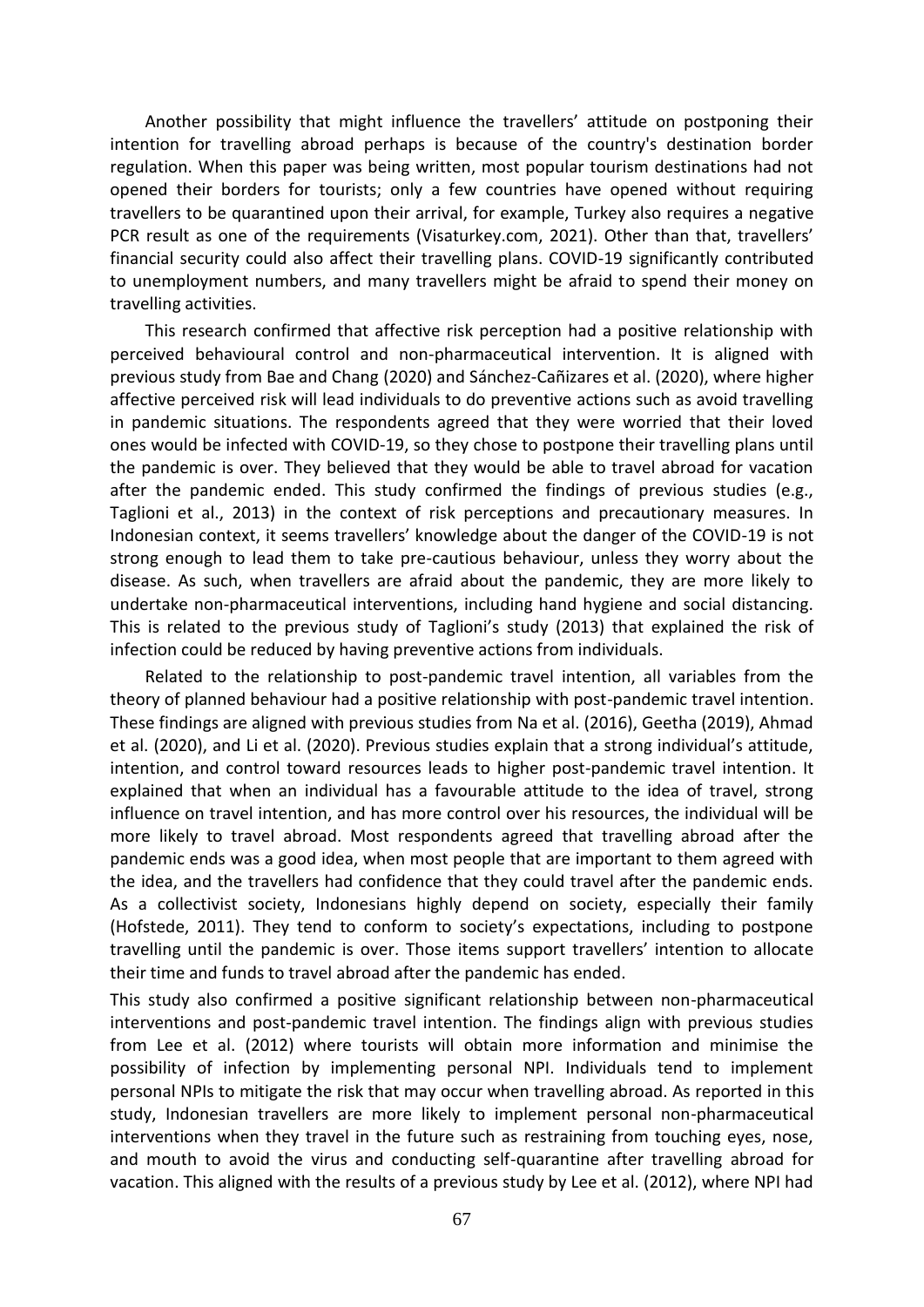Another possibility that might influence the travellers' attitude on postponing their intention for travelling abroad perhaps is because of the country's destination border regulation. When this paper was being written, most popular tourism destinations had not opened their borders for tourists; only a few countries have opened without requiring travellers to be quarantined upon their arrival, for example, Turkey also requires a negative PCR result as one of the requirements (Visaturkey.com, 2021). Other than that, travellers' financial security could also affect their travelling plans. COVID-19 significantly contributed to unemployment numbers, and many travellers might be afraid to spend their money on travelling activities.

This research confirmed that affective risk perception had a positive relationship with perceived behavioural control and non-pharmaceutical intervention. It is aligned with previous study from Bae and Chang (2020) and Sánchez-Cañizares et al. (2020), where higher affective perceived risk will lead individuals to do preventive actions such as avoid travelling in pandemic situations. The respondents agreed that they were worried that their loved ones would be infected with COVID-19, so they chose to postpone their travelling plans until the pandemic is over. They believed that they would be able to travel abroad for vacation after the pandemic ended. This study confirmed the findings of previous studies (e.g., Taglioni et al., 2013) in the context of risk perceptions and precautionary measures. In Indonesian context, it seems travellers' knowledge about the danger of the COVID-19 is not strong enough to lead them to take pre-cautious behaviour, unless they worry about the disease. As such, when travellers are afraid about the pandemic, they are more likely to undertake non-pharmaceutical interventions, including hand hygiene and social distancing. This is related to the previous study of Taglioni's study (2013) that explained the risk of infection could be reduced by having preventive actions from individuals.

Related to the relationship to post-pandemic travel intention, all variables from the theory of planned behaviour had a positive relationship with post-pandemic travel intention. These findings are aligned with previous studies from Na et al. (2016), Geetha (2019), Ahmad et al. (2020), and Li et al. (2020). Previous studies explain that a strong individual's attitude, intention, and control toward resources leads to higher post-pandemic travel intention. It explained that when an individual has a favourable attitude to the idea of travel, strong influence on travel intention, and has more control over his resources, the individual will be more likely to travel abroad. Most respondents agreed that travelling abroad after the pandemic ends was a good idea, when most people that are important to them agreed with the idea, and the travellers had confidence that they could travel after the pandemic ends. As a collectivist society, Indonesians highly depend on society, especially their family (Hofstede, 2011). They tend to conform to society's expectations, including to postpone travelling until the pandemic is over. Those items support travellers' intention to allocate their time and funds to travel abroad after the pandemic has ended.

This study also confirmed a positive significant relationship between non-pharmaceutical interventions and post-pandemic travel intention. The findings align with previous studies from Lee et al. (2012) where tourists will obtain more information and minimise the possibility of infection by implementing personal NPI. Individuals tend to implement personal NPIs to mitigate the risk that may occur when travelling abroad. As reported in this study, Indonesian travellers are more likely to implement personal non-pharmaceutical interventions when they travel in the future such as restraining from touching eyes, nose, and mouth to avoid the virus and conducting self-quarantine after travelling abroad for vacation. This aligned with the results of a previous study by Lee et al. (2012), where NPI had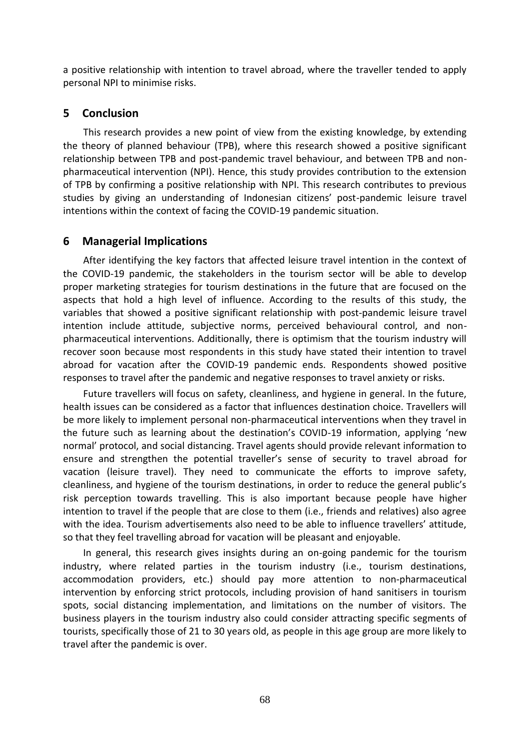a positive relationship with intention to travel abroad, where the traveller tended to apply personal NPI to minimise risks.

## 5 Conclusion

This research provides a new point of view from the existing knowledge, by extending the theory of planned behaviour (TPB), where this research showed a positive significant relationship between TPB and post-pandemic travel behaviour, and between TPB and non-pharmaceutical intervention (NPI). Hence, this study provides contribution to the extension of TPB by confirming a positive relationship with NPI. This research contributes to previous studies by giving an understanding of Indonesian citizens' post-pandemic leisure travel intentions within the context of facing the COVID-19 pandemic situation.

## 6 Managerial Implications

After identifying the key factors that affected leisure travel intention in the context of the COVID-19 pandemic, the stakeholders in the tourism sector will be able to develop proper marketing strategies for tourism destinations in the future that are focused on the aspects that hold a high level of influence. According to the results of this study, the variables that showed a positive significant relationship with post-pandemic leisure travel intention include attitude, subjective norms, perceived behavioural control, and non-pharmaceutical interventions. Additionally, there is optimism that the tourism industry will recover soon because most respondents in this study have stated their intention to travel abroad for vacation after the COVID-19 pandemic ends. Respondents showed positive responses to travel after the pandemic and negative responses to travel anxiety or risks.

Future travellers will focus on safety, cleanliness, and hygiene in general. In the future, health issues can be considered as a factor that influences destination choice. Travellers will be more likely to implement personal non-pharmaceutical interventions when they travel in the future such as learning about the destination's COVID-19 information, applying 'new normal' protocol, and social distancing. Travel agents should provide relevant information to ensure and strengthen the potential traveller's sense of security to travel abroad for vacation (leisure travel). They need to communicate the efforts to improve safety, cleanliness, and hygiene of the tourism destinations, in order to reduce the general public's risk perception towards travelling. This is also important because people have higher intention to travel if the people that are close to them (i.e., friends and relatives) also agree with the idea. Tourism advertisements also need to be able to influence travellers' attitude, so that they feel travelling abroad for vacation will be pleasant and enjoyable.

In general, this research gives insights during an on-going pandemic for the tourism industry, where related parties in the tourism industry (i.e., tourism destinations, accommodation providers, etc.) should pay more attention to non-pharmaceutical intervention by enforcing strict protocols, including provision of hand sanitisers in tourism spots, social distancing implementation, and limitations on the number of visitors. The business players in the tourism industry also could consider attracting specific segments of tourists, specifically those of 21 to 30 years old, as people in this age group are more likely to travel after the pandemic is over.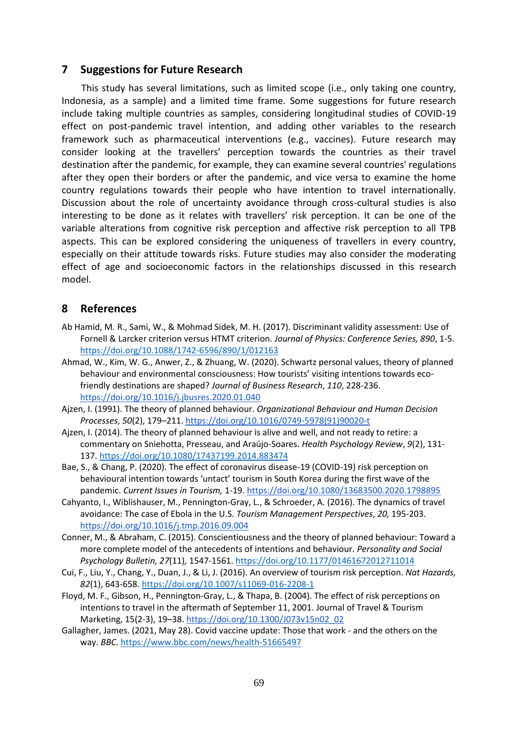## 7 Suggestions for Future Research

This study has several limitations, such as limited scope (i.e., only taking one country, Indonesia, as a sample) and a limited time frame. Some suggestions for future research include taking multiple countries as samples, considering longitudinal studies of COVID-19 effect on post-pandemic travel intention, and adding other variables to the research framework such as pharmaceutical interventions (e.g., vaccines). Future research may consider looking at the travellers' perception towards the countries as their travel destination after the pandemic, for example, they can examine several countries' regulations after they open their borders or after the pandemic, and vice versa to examine the home country regulations towards their people who have intention to travel internationally. Discussion about the role of uncertainty avoidance through cross-cultural studies is also interesting to be done as it relates with travellers' risk perception. It can be one of the variable alterations from cognitive risk perception and affective risk perception to all TPB aspects. This can be explored considering the uniqueness of travellers in every country, especially on their attitude towards risks. Future studies may also consider the moderating effect of age and socioeconomic factors in the relationships discussed in this research model.

## 8 References

Ab Hamid, M. R., Sami, W., & Mohmad Sidek, M. H. (2017). Discriminant validity assessment: Use of Fornell & Larcker criterion versus HTMT criterion. *Journal of Physics: Conference Series, 890*, 1-5. https://doi.org/10.1088/1742-6596/890/1/012163

Ahmad, W., Kim, W. G., Anwer, Z., & Zhuang, W. (2020). Schwartz personal values, theory of planned behaviour and environmental consciousness: How tourists' visiting intentions towards eco-friendly destinations are shaped? *Journal of Business Research*, *110*, 228-236. https://doi.org/10.1016/j.jbusres.2020.01.040

Ajzen, I. (1991). The theory of planned behaviour. *Organizational Behaviour and Human Decision Processes*, *50*(2), 179–211. https://doi.org/10.1016/0749-5978(91)90020-t

Ajzen, I. (2014). The theory of planned behaviour is alive and well, and not ready to retire: a commentary on Sniehotta, Presseau, and Araújo-Soares. *Health Psychology Review*, *9*(2), 131-137. https://doi.org/10.1080/17437199.2014.883474

Bae, S., & Chang, P. (2020). The effect of coronavirus disease-19 (COVID-19) risk perception on behavioural intention towards 'untact' tourism in South Korea during the first wave of the pandemic. *Current Issues in Tourism,* 1-19. https://doi.org/10.1080/13683500.2020.1798895

Cahyanto, I., Wiblishauser, M., Pennington-Gray, L., & Schroeder, A. (2016). The dynamics of travel avoidance: The case of Ebola in the U.S. *Tourism Management Perspectives*, *20,* 195-203. https://doi.org/10.1016/j.tmp.2016.09.004

Conner, M., & Abraham, C. (2015). Conscientiousness and the theory of planned behaviour: Toward a more complete model of the antecedents of intentions and behaviour. *Personality and Social Psychology Bulletin, 27*(11)*,* 1547-1561. https://doi.org/10.1177/01461672012711014

Cui, F., Liu, Y., Chang, Y., Duan, J., & Li, J. (2016). An overview of tourism risk perception. *Nat Hazards, 82*(1), 643-658. https://doi.org/10.1007/s11069-016-2208-1

Floyd, M. F., Gibson, H., Pennington-Gray, L., & Thapa, B. (2004). The effect of risk perceptions on intentions to travel in the aftermath of September 11, 2001. Journal of Travel & Tourism Marketing, 15(2-3), 19–38. https://doi.org/10.1300/J073v15n02_02

Gallagher, James. (2021, May 28). Covid vaccine update: Those that work - and the others on the way. *BBC.* https://www.bbc.com/news/health-51665497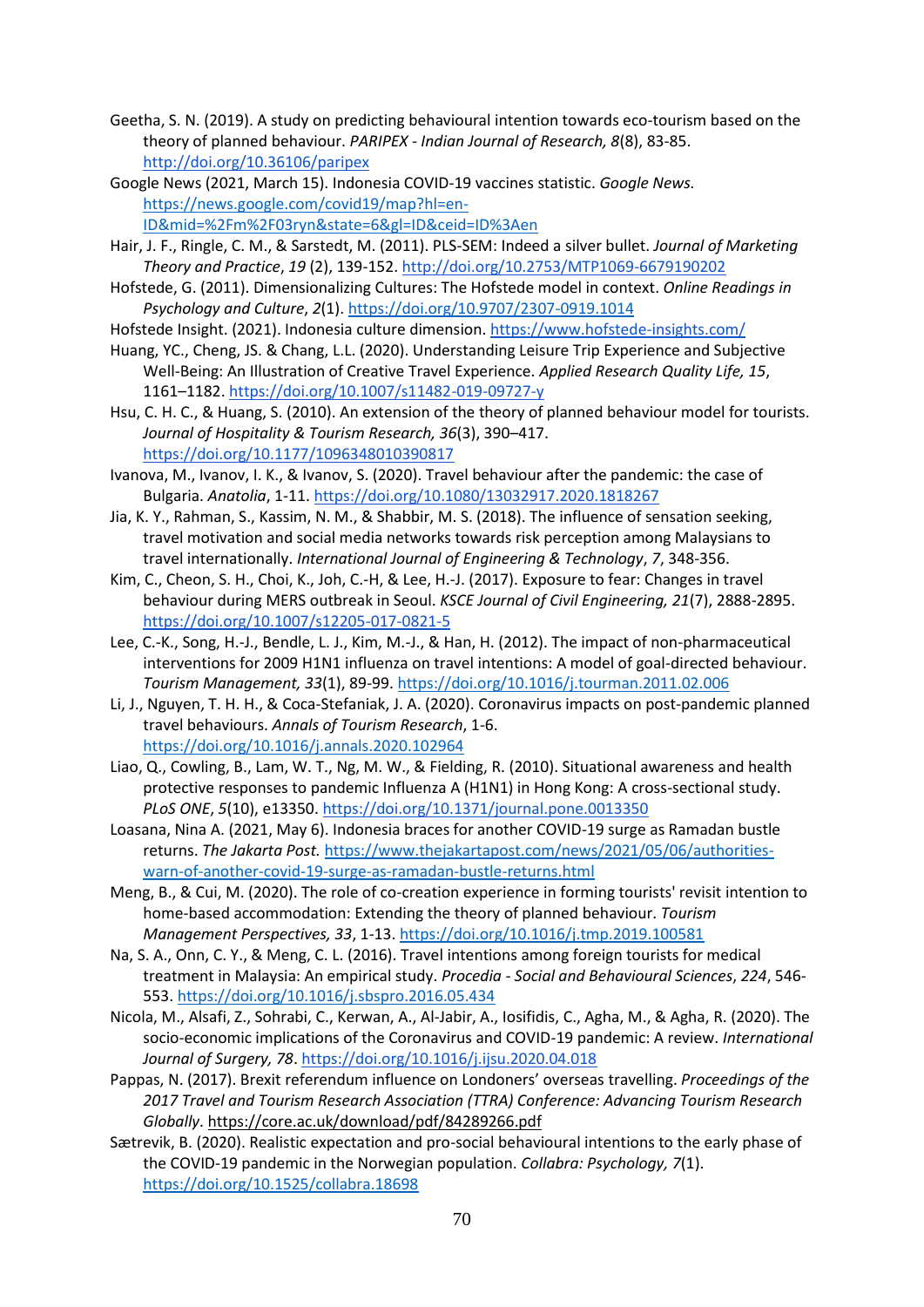Geetha, S. N. (2019). A study on predicting behavioural intention towards eco-tourism based on the theory of planned behaviour. *PARIPEX - Indian Journal of Research, 8*(8), 83-85. http://doi.org/10.36106/paripex

Google News (2021, March 15). Indonesia COVID-19 vaccines statistic. *Google News.* https://news.google.com/covid19/map?hl=en-ID&mid=%2Fm%2F03ryn&state=6&gl=ID&ceid=ID%3Aen

Hair, J. F., Ringle, C. M., & Sarstedt, M. (2011). PLS-SEM: Indeed a silver bullet. *Journal of Marketing Theory and Practice*, *19* (2), 139-152. http://doi.org/10.2753/MTP1069-6679190202

Hofstede, G. (2011). Dimensionalizing Cultures: The Hofstede model in context. *Online Readings in Psychology and Culture*, *2*(1). https://doi.org/10.9707/2307-0919.1014

Hofstede Insight. (2021). Indonesia culture dimension. https://www.hofstede-insights.com/

Huang, YC., Cheng, JS. & Chang, L.L. (2020). Understanding Leisure Trip Experience and Subjective Well-Being: An Illustration of Creative Travel Experience. *Applied Research Quality Life, 15*, 1161–1182. https://doi.org/10.1007/s11482-019-09727-y

Hsu, C. H. C., & Huang, S. (2010). An extension of the theory of planned behaviour model for tourists. *Journal of Hospitality & Tourism Research, 36*(3), 390–417. https://doi.org/10.1177/1096348010390817

Ivanova, M., Ivanov, I. K., & Ivanov, S. (2020). Travel behaviour after the pandemic: the case of Bulgaria. *Anatolia*, 1-11. https://doi.org/10.1080/13032917.2020.1818267

Jia, K. Y., Rahman, S., Kassim, N. M., & Shabbir, M. S. (2018). The influence of sensation seeking, travel motivation and social media networks towards risk perception among Malaysians to travel internationally. *International Journal of Engineering & Technology*, *7*, 348-356.

Kim, C., Cheon, S. H., Choi, K., Joh, C.-H, & Lee, H.-J. (2017). Exposure to fear: Changes in travel behaviour during MERS outbreak in Seoul. *KSCE Journal of Civil Engineering, 21*(7), 2888-2895. https://doi.org/10.1007/s12205-017-0821-5

Lee, C.-K., Song, H.-J., Bendle, L. J., Kim, M.-J., & Han, H. (2012). The impact of non-pharmaceutical interventions for 2009 H1N1 influenza on travel intentions: A model of goal-directed behaviour. *Tourism Management, 33*(1), 89-99. https://doi.org/10.1016/j.tourman.2011.02.006

Li, J., Nguyen, T. H. H., & Coca-Stefaniak, J. A. (2020). Coronavirus impacts on post-pandemic planned travel behaviours. *Annals of Tourism Research*, 1-6. https://doi.org/10.1016/j.annals.2020.102964

Liao, Q., Cowling, B., Lam, W. T., Ng, M. W., & Fielding, R. (2010). Situational awareness and health protective responses to pandemic Influenza A (H1N1) in Hong Kong: A cross-sectional study. *PLoS ONE*, *5*(10), e13350. https://doi.org/10.1371/journal.pone.0013350

Loasana, Nina A. (2021, May 6). Indonesia braces for another COVID-19 surge as Ramadan bustle returns. *The Jakarta Post.* https://www.thejakartapost.com/news/2021/05/06/authorities-warn-of-another-covid-19-surge-as-ramadan-bustle-returns.html

Meng, B., & Cui, M. (2020). The role of co-creation experience in forming tourists' revisit intention to home-based accommodation: Extending the theory of planned behaviour. *Tourism Management Perspectives, 33*, 1-13. https://doi.org/10.1016/j.tmp.2019.100581

Na, S. A., Onn, C. Y., & Meng, C. L. (2016). Travel intentions among foreign tourists for medical treatment in Malaysia: An empirical study. *Procedia - Social and Behavioural Sciences*, *224*, 546-553. https://doi.org/10.1016/j.sbspro.2016.05.434

Nicola, M., Alsafi, Z., Sohrabi, C., Kerwan, A., Al-Jabir, A., Iosifidis, C., Agha, M., & Agha, R. (2020). The socio-economic implications of the Coronavirus and COVID-19 pandemic: A review. *International Journal of Surgery, 78*. https://doi.org/10.1016/j.ijsu.2020.04.018

Pappas, N. (2017). Brexit referendum influence on Londoners' overseas travelling. *Proceedings of the 2017 Travel and Tourism Research Association (TTRA) Conference: Advancing Tourism Research Globally*. https://core.ac.uk/download/pdf/84289266.pdf

Sætrevik, B. (2020). Realistic expectation and pro-social behavioural intentions to the early phase of the COVID-19 pandemic in the Norwegian population. *Collabra: Psychology, 7*(1). https://doi.org/10.1525/collabra.18698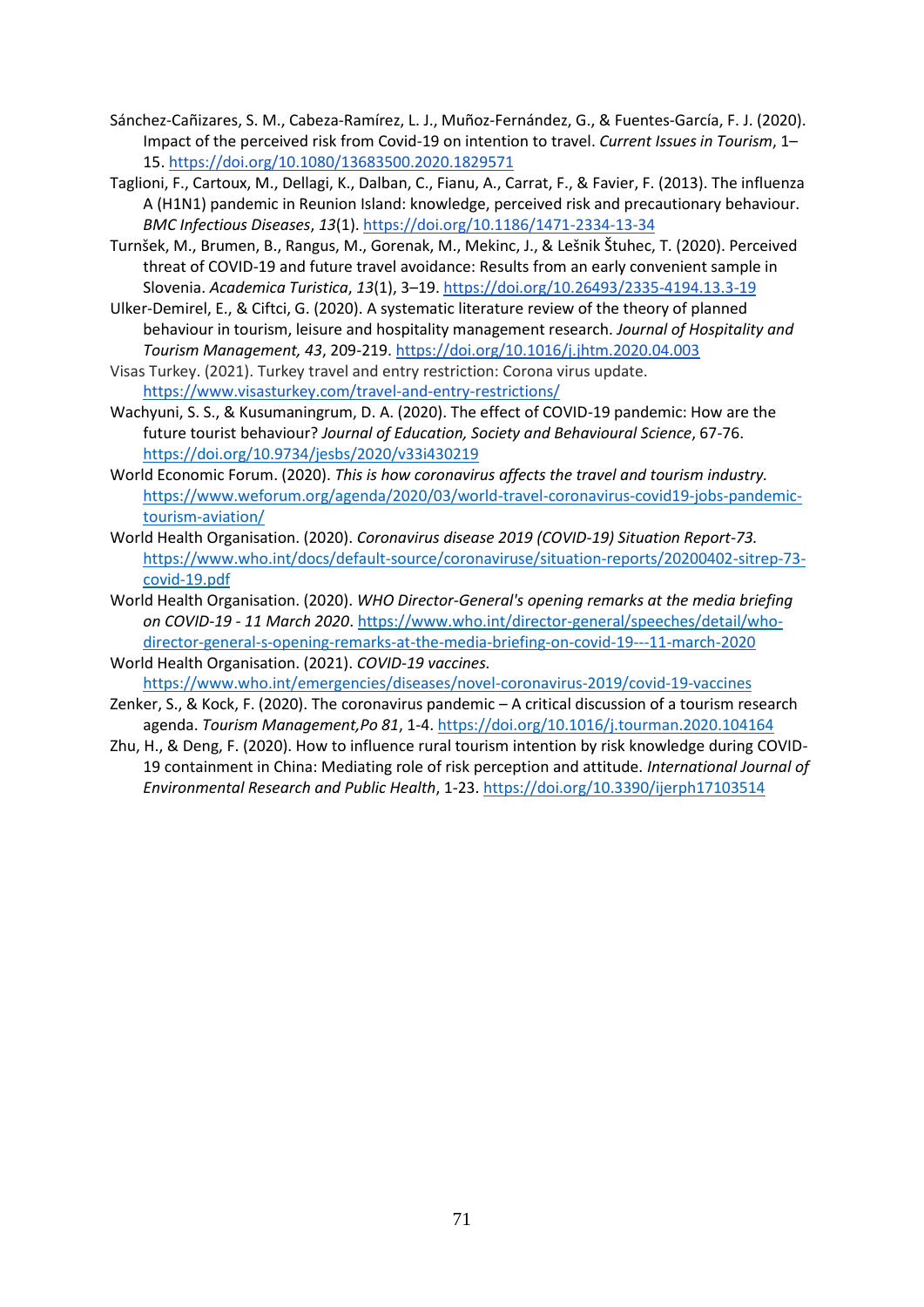Sánchez-Cañizares, S. M., Cabeza-Ramírez, L. J., Muñoz-Fernández, G., & Fuentes-García, F. J. (2020). Impact of the perceived risk from Covid-19 on intention to travel. *Current Issues in Tourism*, 1–15. https://doi.org/10.1080/13683500.2020.1829571

Taglioni, F., Cartoux, M., Dellagi, K., Dalban, C., Fianu, A., Carrat, F., & Favier, F. (2013). The influenza A (H1N1) pandemic in Reunion Island: knowledge, perceived risk and precautionary behaviour. *BMC Infectious Diseases*, *13*(1). https://doi.org/10.1186/1471-2334-13-34

Turnšek, M., Brumen, B., Rangus, M., Gorenak, M., Mekinc, J., & Lešnik Štuhec, T. (2020). Perceived threat of COVID-19 and future travel avoidance: Results from an early convenient sample in Slovenia. *Academica Turistica*, *13*(1), 3–19. https://doi.org/10.26493/2335-4194.13.3-19

Ulker-Demirel, E., & Ciftci, G. (2020). A systematic literature review of the theory of planned behaviour in tourism, leisure and hospitality management research. *Journal of Hospitality and Tourism Management, 43*, 209-219. https://doi.org/10.1016/j.jhtm.2020.04.003

Visas Turkey. (2021). Turkey travel and entry restriction: Corona virus update. https://www.visasturkey.com/travel-and-entry-restrictions/

Wachyuni, S. S., & Kusumaningrum, D. A. (2020). The effect of COVID-19 pandemic: How are the future tourist behaviour? *Journal of Education, Society and Behavioural Science*, 67-76. https://doi.org/10.9734/jesbs/2020/v33i430219

World Economic Forum. (2020). *This is how coronavirus affects the travel and tourism industry.* https://www.weforum.org/agenda/2020/03/world-travel-coronavirus-covid19-jobs-pandemic-tourism-aviation/

World Health Organisation. (2020). *Coronavirus disease 2019 (COVID-19) Situation Report-73.* https://www.who.int/docs/default-source/coronaviruse/situation-reports/20200402-sitrep-73-covid-19.pdf

World Health Organisation. (2020). *WHO Director-General's opening remarks at the media briefing on COVID-19 - 11 March 2020*. https://www.who.int/director-general/speeches/detail/who-director-general-s-opening-remarks-at-the-media-briefing-on-covid-19---11-march-2020

World Health Organisation. (2021). *COVID-19 vaccines.* https://www.who.int/emergencies/diseases/novel-coronavirus-2019/covid-19-vaccines

Zenker, S., & Kock, F. (2020). The coronavirus pandemic – A critical discussion of a tourism research agenda. *Tourism Management,Po 81*, 1-4. https://doi.org/10.1016/j.tourman.2020.104164

Zhu, H., & Deng, F. (2020). How to influence rural tourism intention by risk knowledge during COVID-19 containment in China: Mediating role of risk perception and attitude. *International Journal of Environmental Research and Public Health*, 1-23. https://doi.org/10.3390/ijerph17103514